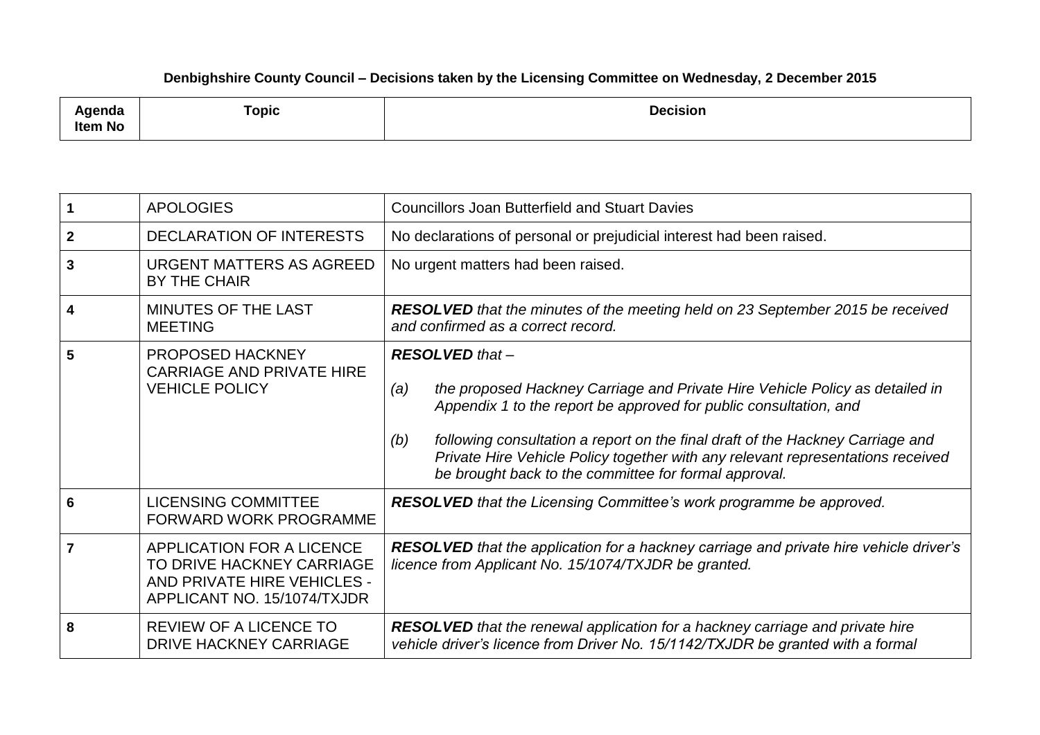**Denbighshire County Council – Decisions taken by the Licensing Committee on Wednesday, 2 December 2015**

| Agenda Item No | Topic | Decision |
|---|---|---|
| 1 | APOLOGIES | Councillors Joan Butterfield and Stuart Davies |
| 2 | DECLARATION OF INTERESTS | No declarations of personal or prejudicial interest had been raised. |
| 3 | URGENT MATTERS AS AGREED BY THE CHAIR | No urgent matters had been raised. |
| 4 | MINUTES OF THE LAST MEETING | ***RESOLVED*** *that the minutes of the meeting held on 23 September 2015 be received and confirmed as a correct record.* |
| 5 | PROPOSED HACKNEY CARRIAGE AND PRIVATE HIRE VEHICLE POLICY | ***RESOLVED*** *that –* <br><br> *(a) the proposed Hackney Carriage and Private Hire Vehicle Policy as detailed in Appendix 1 to the report be approved for public consultation, and* <br><br> *(b) following consultation a report on the final draft of the Hackney Carriage and Private Hire Vehicle Policy together with any relevant representations received be brought back to the committee for formal approval.* |
| 6 | LICENSING COMMITTEE FORWARD WORK PROGRAMME | ***RESOLVED*** *that the Licensing Committee's work programme be approved.* |
| 7 | APPLICATION FOR A LICENCE TO DRIVE HACKNEY CARRIAGE AND PRIVATE HIRE VEHICLES - APPLICANT NO. 15/1074/TXJDR | ***RESOLVED*** *that the application for a hackney carriage and private hire vehicle driver's licence from Applicant No. 15/1074/TXJDR be granted.* |
| 8 | REVIEW OF A LICENCE TO DRIVE HACKNEY CARRIAGE | ***RESOLVED*** *that the renewal application for a hackney carriage and private hire vehicle driver's licence from Driver No. 15/1142/TXJDR be granted with a formal* |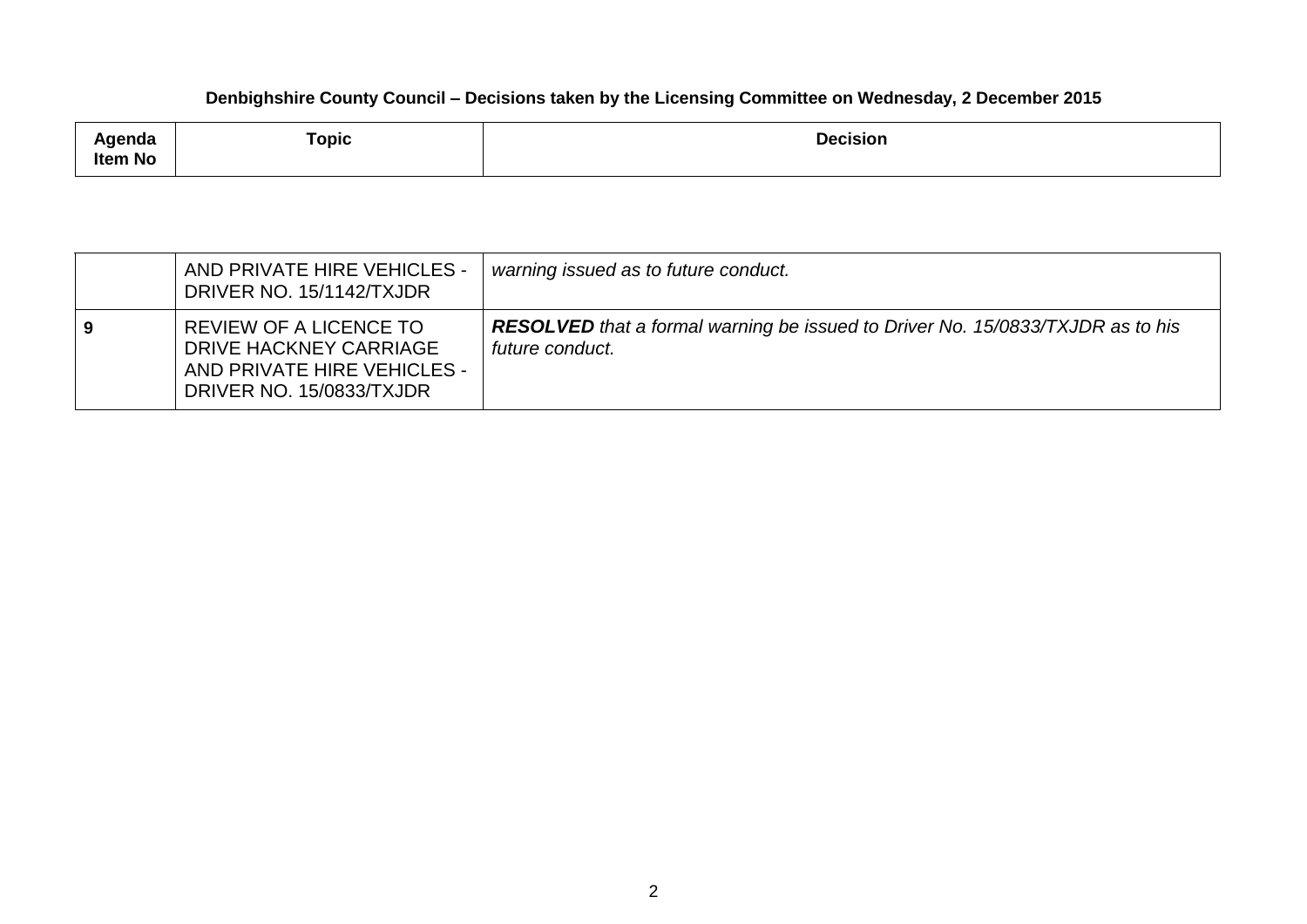**Denbighshire County Council – Decisions taken by the Licensing Committee on Wednesday, 2 December 2015**

| Agenda Item No | Topic | Decision |
|---|---|---|
| | AND PRIVATE HIRE VEHICLES - DRIVER NO. 15/1142/TXJDR | *warning issued as to future conduct.* |
| 9 | REVIEW OF A LICENCE TO DRIVE HACKNEY CARRIAGE AND PRIVATE HIRE VEHICLES - DRIVER NO. 15/0833/TXJDR | ***RESOLVED*** *that a formal warning be issued to Driver No. 15/0833/TXJDR as to his future conduct.* |